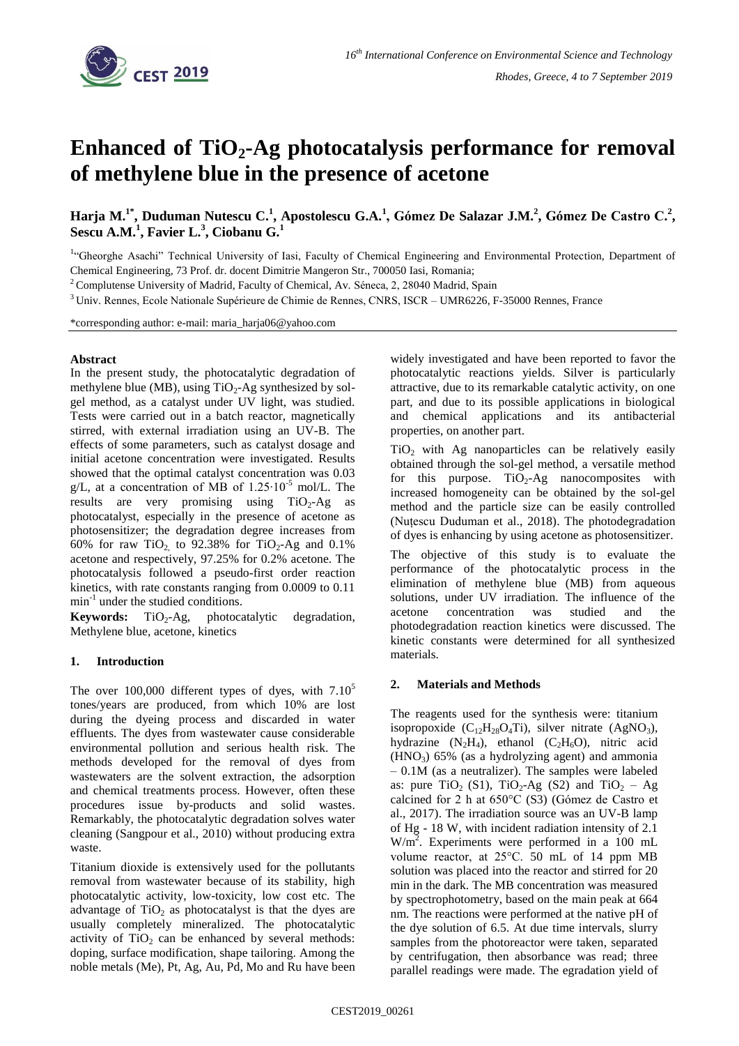# Enhanced of $TiO_2$-Ag photocatalysis performance for removal of methylene blue in the presence of acetone

**Harja M.[1*], Duduman Nutescu C.[1], Apostolescu G.A.[1], Gómez De Salazar J.M.[2], Gómez De Castro C.[2], Sescu A.M.[1], Favier L.[3], Ciobanu G.[1]**

[1]"Gheorghe Asachi" Technical University of Iasi, Faculty of Chemical Engineering and Environmental Protection, Department of Chemical Engineering, 73 Prof. dr. docent Dimitrie Mangeron Str., 700050 Iasi, Romania;

[2] Complutense University of Madrid, Faculty of Chemical, Av. Séneca, 2, 28040 Madrid, Spain

[3] Univ. Rennes, Ecole Nationale Supérieure de Chimie de Rennes, CNRS, ISCR – UMR6226, F-35000 Rennes, France

*corresponding author: e-mail: maria_harja06@yahoo.com

**Abstract**

In the present study, the photocatalytic degradation of methylene blue (MB), using $TiO_2$-Ag synthesized by sol-gel method, as a catalyst under UV light, was studied. Tests were carried out in a batch reactor, magnetically stirred, with external irradiation using an UV-B. The effects of some parameters, such as catalyst dosage and initial acetone concentration were investigated. Results showed that the optimal catalyst concentration was 0.03 g/L, at a concentration of MB of $1.25 \cdot 10^{-5}$ mol/L. The results are very promising using $TiO_2$-Ag as photocatalyst, especially in the presence of acetone as photosensitizer; the degradation degree increases from 60% for raw $TiO_2$, to 92.38% for $TiO_2$-Ag and 0.1% acetone and respectively, 97.25% for 0.2% acetone. The photocatalysis followed a pseudo-first order reaction kinetics, with rate constants ranging from 0.0009 to 0.11 $min^{-1}$ under the studied conditions.

**Keywords:** $TiO_2$-Ag, photocatalytic degradation, Methylene blue, acetone, kinetics

## 1. Introduction

The over 100,000 different types of dyes, with $7.10^5$ tones/years are produced, from which 10% are lost during the dyeing process and discarded in water effluents. The dyes from wastewater cause considerable environmental pollution and serious health risk. The methods developed for the removal of dyes from wastewaters are the solvent extraction, the adsorption and chemical treatments process. However, often these procedures issue by-products and solid wastes. Remarkably, the photocatalytic degradation solves water cleaning (Sangpour et al., 2010) without producing extra waste.

Titanium dioxide is extensively used for the pollutants removal from wastewater because of its stability, high photocatalytic activity, low-toxicity, low cost etc. The advantage of $TiO_2$ as photocatalyst is that the dyes are usually completely mineralized. The photocatalytic activity of $TiO_2$ can be enhanced by several methods: doping, surface modification, shape tailoring. Among the noble metals (Me), Pt, Ag, Au, Pd, Mo and Ru have been widely investigated and have been reported to favor the photocatalytic reactions yields. Silver is particularly attractive, due to its remarkable catalytic activity, on one part, and due to its possible applications in biological and chemical applications and its antibacterial properties, on another part.

$TiO_2$ with Ag nanoparticles can be relatively easily obtained through the sol-gel method, a versatile method for this purpose. $TiO_2$-Ag nanocomposites with increased homogeneity can be obtained by the sol-gel method and the particle size can be easily controlled (Nuțescu Duduman et al., 2018). The photodegradation of dyes is enhancing by using acetone as photosensitizer.

The objective of this study is to evaluate the performance of the photocatalytic process in the elimination of methylene blue (MB) from aqueous solutions, under UV irradiation. The influence of the acetone concentration was studied and the photodegradation reaction kinetics were discussed. The kinetic constants were determined for all synthesized materials.

## 2. Materials and Methods

The reagents used for the synthesis were: titanium isopropoxide ($C_{12}H_{28}O_4Ti$), silver nitrate ($AgNO_3$), hydrazine ($N_2H_4$), ethanol ($C_2H_6O$), nitric acid ($HNO_3$) 65% (as a hydrolyzing agent) and ammonia – 0.1M (as a neutralizer). The samples were labeled as: pure $TiO_2$ (S1), $TiO_2$-Ag (S2) and $TiO_2$ – Ag calcined for 2 h at 650°C (S3) (Gómez de Castro et al., 2017). The irradiation source was an UV-B lamp of Hg - 18 W, with incident radiation intensity of 2.1 $W/m^2$. Experiments were performed in a 100 mL volume reactor, at 25°C. 50 mL of 14 ppm MB solution was placed into the reactor and stirred for 20 min in the dark. The MB concentration was measured by spectrophotometry, based on the main peak at 664 nm. The reactions were performed at the native pH of the dye solution of 6.5. At due time intervals, slurry samples from the photoreactor were taken, separated by centrifugation, then absorbance was read; three parallel readings were made. The egradation yield of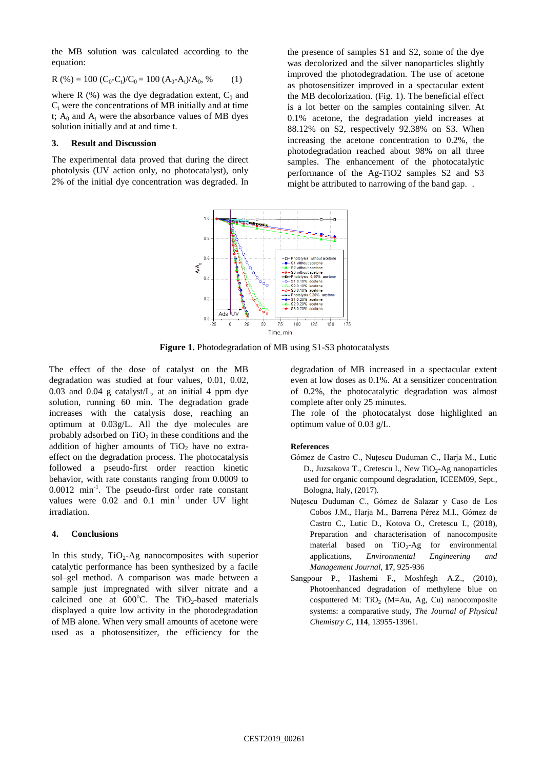the MB solution was calculated according to the equation:

$$R\ (\%) = 100\ (C_0\text{-}C_t)/C_0 = 100\ (A_0\text{-}A_t)/A_0,\ \% \qquad (1)$$

where R (%) was the dye degradation extent, $C_0$ and $C_t$ were the concentrations of MB initially and at time t; $A_0$ and $A_t$ were the absorbance values of MB dyes solution initially and at and time t.

## 3. Result and Discussion

The experimental data proved that during the direct photolysis (UV action only, no photocatalyst), only 2% of the initial dye concentration was degraded. In the presence of samples S1 and S2, some of the dye was decolorized and the silver nanoparticles slightly improved the photodegradation. The use of acetone as photosensitizer improved in a spectacular extent the MB decolorization. (Fig. 1). The beneficial effect is a lot better on the samples containing silver. At 0.1% acetone, the degradation yield increases at 88.12% on S2, respectively 92.38% on S3. When increasing the acetone concentration to 0.2%, the photodegradation reached about 98% on all three samples. The enhancement of the photocatalytic performance of the Ag-TiO2 samples S2 and S3 might be attributed to narrowing of the band gap. .

1.0
0.8
0.6
0.4
0.2
0.0
$A/A_0$
-25 0 25 50 75 100 125 150 175
Time, min
Ads
UV
Photolysis, without acetone
S1 without acetone
S2 without acetone
S3 without acetone
Photolysis, 0.10% acetone
S1 0.10% acetone
S2 0.10% acetone
S3 0.10% acetone
Photolysis 0.20% acetone
S1 0.20% acetone
S2 0.20% acetone
S3 0.20% acetone

**Figure 1.** Photodegradation of MB using S1-S3 photocatalysts

The effect of the dose of catalyst on the MB degradation was studied at four values, 0.01, 0.02, 0.03 and 0.04 g catalyst/L, at an initial 4 ppm dye solution, running 60 min. The degradation grade increases with the catalysis dose, reaching an optimum at 0.03g/L. All the dye molecules are probably adsorbed on $TiO_2$ in these conditions and the addition of higher amounts of $TiO_2$ have no extra-effect on the degradation process. The photocatalysis followed a pseudo-first order reaction kinetic behavior, with rate constants ranging from 0.0009 to 0.0012 $min^{-1}$. The pseudo-first order rate constant values were 0.02 and 0.1 $min^{-1}$ under UV light irradiation.

## 4. Conclusions

In this study, $TiO_2$-Ag nanocomposites with superior catalytic performance has been synthesized by a facile sol–gel method. A comparison was made between a sample just impregnated with silver nitrate and a calcined one at $600^oC$. The $TiO_2$-based materials displayed a quite low activity in the photodegradation of MB alone. When very small amounts of acetone were used as a photosensitizer, the efficiency for the degradation of MB increased in a spectacular extent even at low doses as 0.1%. At a sensitizer concentration of 0.2%, the photocatalytic degradation was almost complete after only 25 minutes.

The role of the photocatalyst dose highlighted an optimum value of 0.03 g/L.

### References

Gómez de Castro C., Nuțescu Duduman C., Harja M., Lutic D., Juzsakova T., Cretescu I., New $TiO_2$-Ag nanoparticles used for organic compound degradation, ICEEM09, Sept., Bologna, Italy, (2017).

Nuțescu Duduman C., Gómez de Salazar y Caso de Los Cobos J.M., Harja M., Barrena Pérez M.I., Gómez de Castro C., Lutic D., Kotova O., Cretescu I., (2018), Preparation and characterisation of nanocomposite material based on $TiO_2$-Ag for environmental applications, *Environmental Engineering and Management Journal*, **17**, 925-936

Sangpour P., Hashemi F., Moshfegh A.Z., (2010), Photoenhanced degradation of methylene blue on cosputtered M: $TiO_2$ (M=Au, Ag, Cu) nanocomposite systems: a comparative study, *The Journal of Physical Chemistry C*, **114**, 13955-13961.